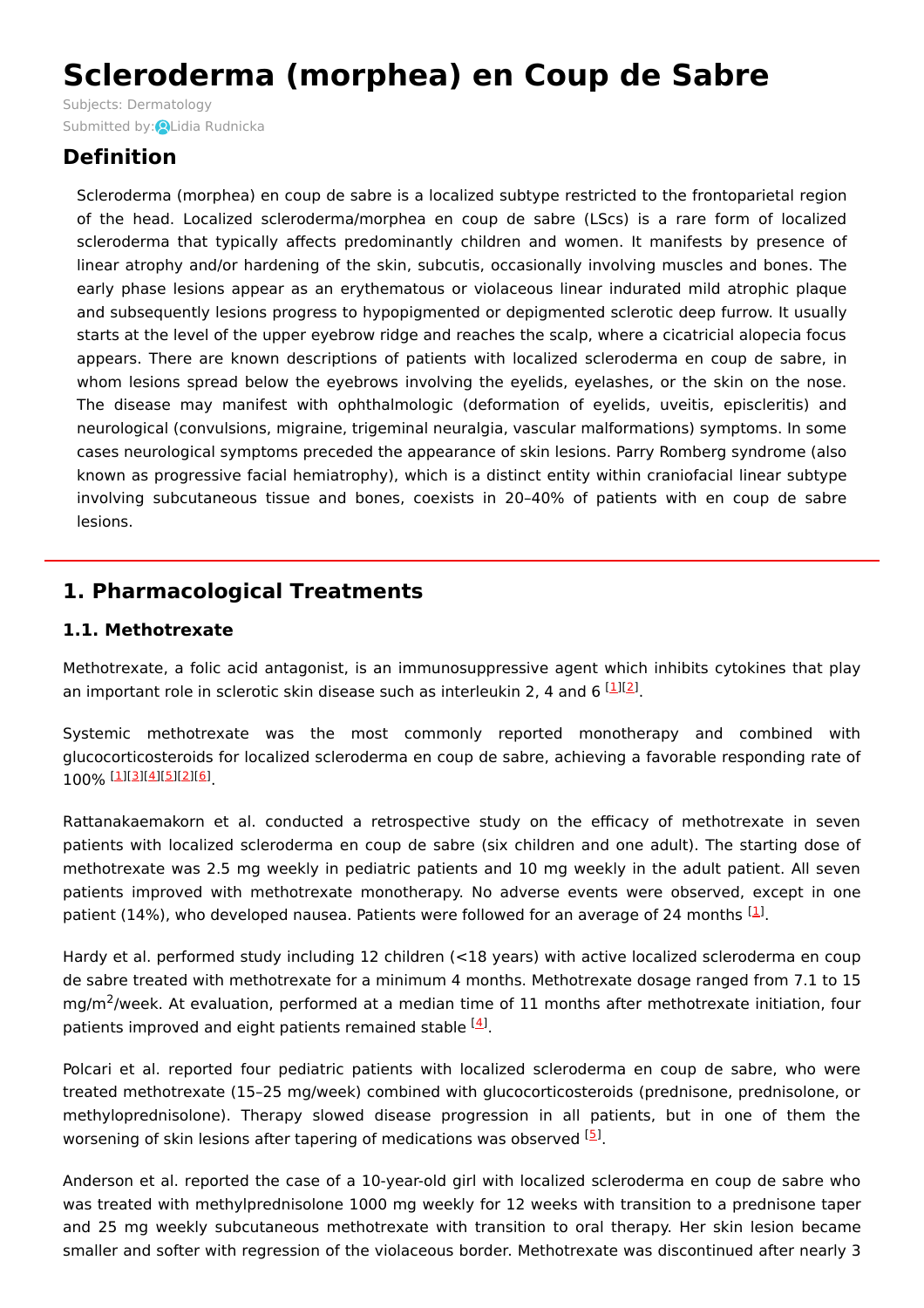# Scleroderma (morphea) en Coup de Sabre

Subjects: Dermatology

Submitted by: Lidia Rudnicka

## Definition

Scleroderma (morphea) en coup de sabre is a localized subtype restricted to the frontoparietal region of the head. Localized scleroderma/morphea en coup de sabre (LScs) is a rare form of localized scleroderma that typically affects predominantly children and women. It manifests by presence of linear atrophy and/or hardening of the skin, subcutis, occasionally involving muscles and bones. The early phase lesions appear as an erythematous or violaceous linear indurated mild atrophic plaque and subsequently lesions progress to hypopigmented or depigmented sclerotic deep furrow. It usually starts at the level of the upper eyebrow ridge and reaches the scalp, where a cicatricial alopecia focus appears. There are known descriptions of patients with localized scleroderma en coup de sabre, in whom lesions spread below the eyebrows involving the eyelids, eyelashes, or the skin on the nose. The disease may manifest with ophthalmologic (deformation of eyelids, uveitis, episcleritis) and neurological (convulsions, migraine, trigeminal neuralgia, vascular malformations) symptoms. In some cases neurological symptoms preceded the appearance of skin lesions. Parry Romberg syndrome (also known as progressive facial hemiatrophy), which is a distinct entity within craniofacial linear subtype involving subcutaneous tissue and bones, coexists in 20–40% of patients with en coup de sabre lesions.

## 1. Pharmacological Treatments

### 1.1. Methotrexate

Methotrexate, a folic acid antagonist, is an immunosuppressive agent which inhibits cytokines that play an important role in sclerotic skin disease such as interleukin 2, 4 and 6 [1][2].

Systemic methotrexate was the most commonly reported monotherapy and combined with glucocorticosteroids for localized scleroderma en coup de sabre, achieving a favorable responding rate of 100% [1][3][4][5][2][6].

Rattanakaemakorn et al. conducted a retrospective study on the efficacy of methotrexate in seven patients with localized scleroderma en coup de sabre (six children and one adult). The starting dose of methotrexate was 2.5 mg weekly in pediatric patients and 10 mg weekly in the adult patient. All seven patients improved with methotrexate monotherapy. No adverse events were observed, except in one patient (14%), who developed nausea. Patients were followed for an average of 24 months [1].

Hardy et al. performed study including 12 children (<18 years) with active localized scleroderma en coup de sabre treated with methotrexate for a minimum 4 months. Methotrexate dosage ranged from 7.1 to 15 mg/m$^2$/week. At evaluation, performed at a median time of 11 months after methotrexate initiation, four patients improved and eight patients remained stable [4].

Polcari et al. reported four pediatric patients with localized scleroderma en coup de sabre, who were treated methotrexate (15–25 mg/week) combined with glucocorticosteroids (prednisone, prednisolone, or methyloprednisolone). Therapy slowed disease progression in all patients, but in one of them the worsening of skin lesions after tapering of medications was observed [5].

Anderson et al. reported the case of a 10-year-old girl with localized scleroderma en coup de sabre who was treated with methylprednisolone 1000 mg weekly for 12 weeks with transition to a prednisone taper and 25 mg weekly subcutaneous methotrexate with transition to oral therapy. Her skin lesion became smaller and softer with regression of the violaceous border. Methotrexate was discontinued after nearly 3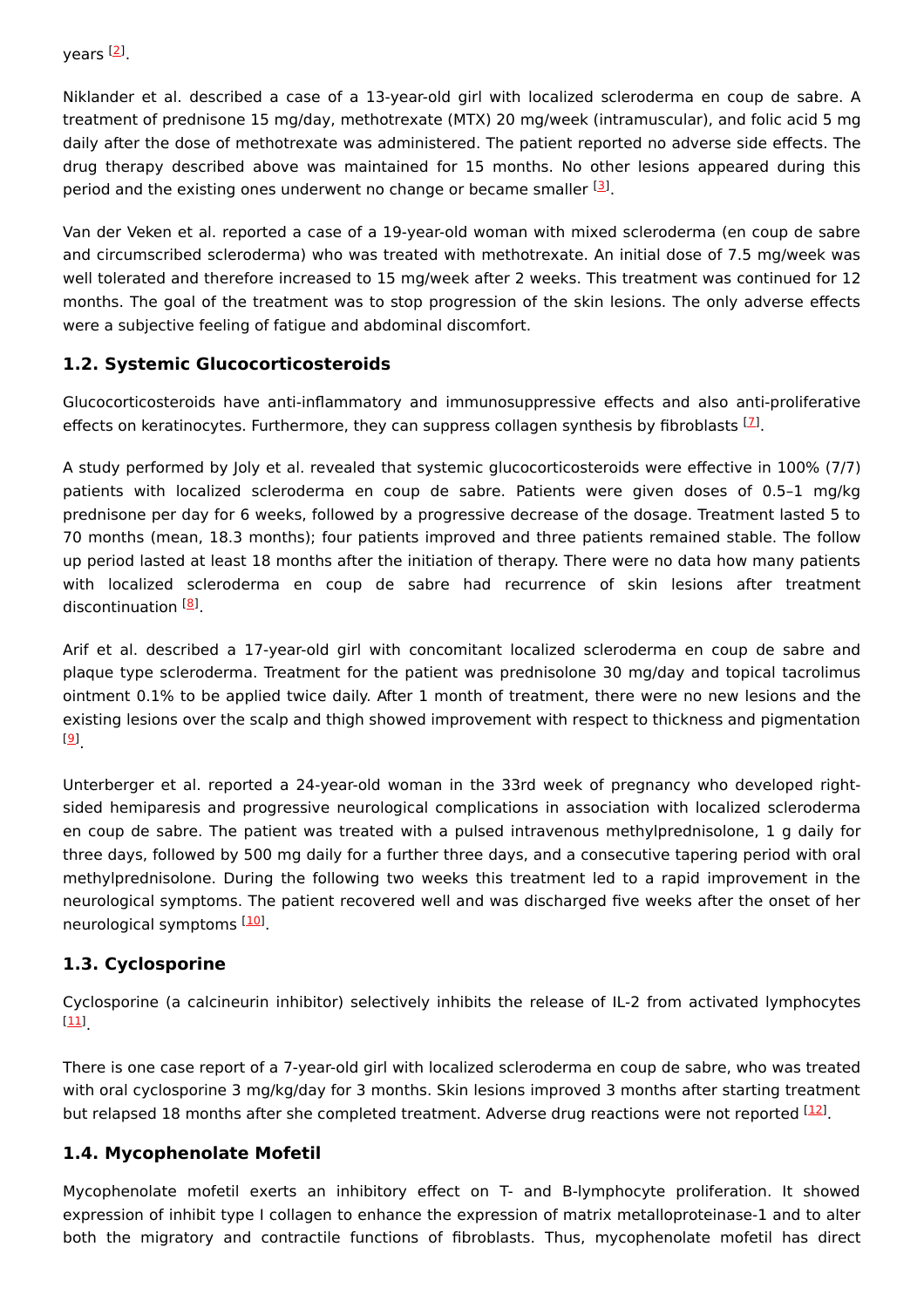years [2].

Niklander et al. described a case of a 13-year-old girl with localized scleroderma en coup de sabre. A treatment of prednisone 15 mg/day, methotrexate (MTX) 20 mg/week (intramuscular), and folic acid 5 mg daily after the dose of methotrexate was administered. The patient reported no adverse side effects. The drug therapy described above was maintained for 15 months. No other lesions appeared during this period and the existing ones underwent no change or became smaller [3].

Van der Veken et al. reported a case of a 19-year-old woman with mixed scleroderma (en coup de sabre and circumscribed scleroderma) who was treated with methotrexate. An initial dose of 7.5 mg/week was well tolerated and therefore increased to 15 mg/week after 2 weeks. This treatment was continued for 12 months. The goal of the treatment was to stop progression of the skin lesions. The only adverse effects were a subjective feeling of fatigue and abdominal discomfort.

### 1.2. Systemic Glucocorticosteroids

Glucocorticosteroids have anti-inflammatory and immunosuppressive effects and also anti-proliferative effects on keratinocytes. Furthermore, they can suppress collagen synthesis by fibroblasts [7].

A study performed by Joly et al. revealed that systemic glucocorticosteroids were effective in 100% (7/7) patients with localized scleroderma en coup de sabre. Patients were given doses of 0.5–1 mg/kg prednisone per day for 6 weeks, followed by a progressive decrease of the dosage. Treatment lasted 5 to 70 months (mean, 18.3 months); four patients improved and three patients remained stable. The follow up period lasted at least 18 months after the initiation of therapy. There were no data how many patients with localized scleroderma en coup de sabre had recurrence of skin lesions after treatment discontinuation [8].

Arif et al. described a 17-year-old girl with concomitant localized scleroderma en coup de sabre and plaque type scleroderma. Treatment for the patient was prednisolone 30 mg/day and topical tacrolimus ointment 0.1% to be applied twice daily. After 1 month of treatment, there were no new lesions and the existing lesions over the scalp and thigh showed improvement with respect to thickness and pigmentation [9].

Unterberger et al. reported a 24-year-old woman in the 33rd week of pregnancy who developed right-sided hemiparesis and progressive neurological complications in association with localized scleroderma en coup de sabre. The patient was treated with a pulsed intravenous methylprednisolone, 1 g daily for three days, followed by 500 mg daily for a further three days, and a consecutive tapering period with oral methylprednisolone. During the following two weeks this treatment led to a rapid improvement in the neurological symptoms. The patient recovered well and was discharged five weeks after the onset of her neurological symptoms [10].

### 1.3. Cyclosporine

Cyclosporine (a calcineurin inhibitor) selectively inhibits the release of IL-2 from activated lymphocytes [11].

There is one case report of a 7-year-old girl with localized scleroderma en coup de sabre, who was treated with oral cyclosporine 3 mg/kg/day for 3 months. Skin lesions improved 3 months after starting treatment but relapsed 18 months after she completed treatment. Adverse drug reactions were not reported [12].

### 1.4. Mycophenolate Mofetil

Mycophenolate mofetil exerts an inhibitory effect on T- and B-lymphocyte proliferation. It showed expression of inhibit type I collagen to enhance the expression of matrix metalloproteinase-1 and to alter both the migratory and contractile functions of fibroblasts. Thus, mycophenolate mofetil has direct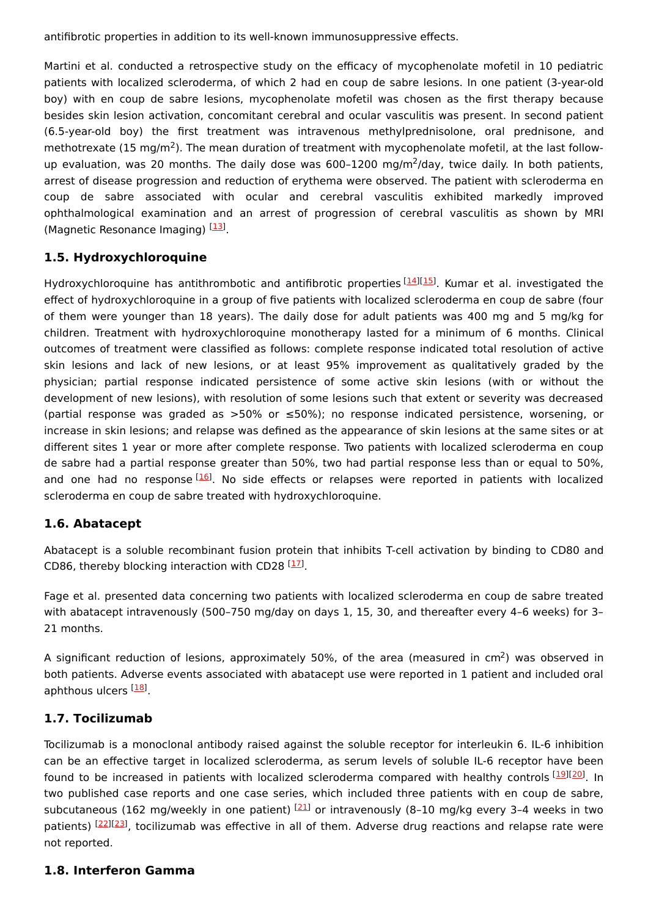antifibrotic properties in addition to its well-known immunosuppressive effects.

Martini et al. conducted a retrospective study on the efficacy of mycophenolate mofetil in 10 pediatric patients with localized scleroderma, of which 2 had en coup de sabre lesions. In one patient (3-year-old boy) with en coup de sabre lesions, mycophenolate mofetil was chosen as the first therapy because besides skin lesion activation, concomitant cerebral and ocular vasculitis was present. In second patient (6.5-year-old boy) the first treatment was intravenous methylprednisolone, oral prednisone, and methotrexate (15 mg/m$^2$). The mean duration of treatment with mycophenolate mofetil, at the last follow-up evaluation, was 20 months. The daily dose was 600–1200 mg/m$^2$/day, twice daily. In both patients, arrest of disease progression and reduction of erythema were observed. The patient with scleroderma en coup de sabre associated with ocular and cerebral vasculitis exhibited markedly improved ophthalmological examination and an arrest of progression of cerebral vasculitis as shown by MRI (Magnetic Resonance Imaging) [13].

### 1.5. Hydroxychloroquine

Hydroxychloroquine has antithrombotic and antifibrotic properties [14][15]. Kumar et al. investigated the effect of hydroxychloroquine in a group of five patients with localized scleroderma en coup de sabre (four of them were younger than 18 years). The daily dose for adult patients was 400 mg and 5 mg/kg for children. Treatment with hydroxychloroquine monotherapy lasted for a minimum of 6 months. Clinical outcomes of treatment were classified as follows: complete response indicated total resolution of active skin lesions and lack of new lesions, or at least 95% improvement as qualitatively graded by the physician; partial response indicated persistence of some active skin lesions (with or without the development of new lesions), with resolution of some lesions such that extent or severity was decreased (partial response was graded as >50% or ≤50%); no response indicated persistence, worsening, or increase in skin lesions; and relapse was defined as the appearance of skin lesions at the same sites or at different sites 1 year or more after complete response. Two patients with localized scleroderma en coup de sabre had a partial response greater than 50%, two had partial response less than or equal to 50%, and one had no response [16]. No side effects or relapses were reported in patients with localized scleroderma en coup de sabre treated with hydroxychloroquine.

### 1.6. Abatacept

Abatacept is a soluble recombinant fusion protein that inhibits T-cell activation by binding to CD80 and CD86, thereby blocking interaction with CD28 [17].

Fage et al. presented data concerning two patients with localized scleroderma en coup de sabre treated with abatacept intravenously (500–750 mg/day on days 1, 15, 30, and thereafter every 4–6 weeks) for 3–21 months.

A significant reduction of lesions, approximately 50%, of the area (measured in cm$^2$) was observed in both patients. Adverse events associated with abatacept use were reported in 1 patient and included oral aphthous ulcers [18].

### 1.7. Tocilizumab

Tocilizumab is a monoclonal antibody raised against the soluble receptor for interleukin 6. IL-6 inhibition can be an effective target in localized scleroderma, as serum levels of soluble IL-6 receptor have been found to be increased in patients with localized scleroderma compared with healthy controls [19][20]. In two published case reports and one case series, which included three patients with en coup de sabre, subcutaneous (162 mg/weekly in one patient) [21] or intravenously (8–10 mg/kg every 3–4 weeks in two patients) [22][23], tocilizumab was effective in all of them. Adverse drug reactions and relapse rate were not reported.

### 1.8. Interferon Gamma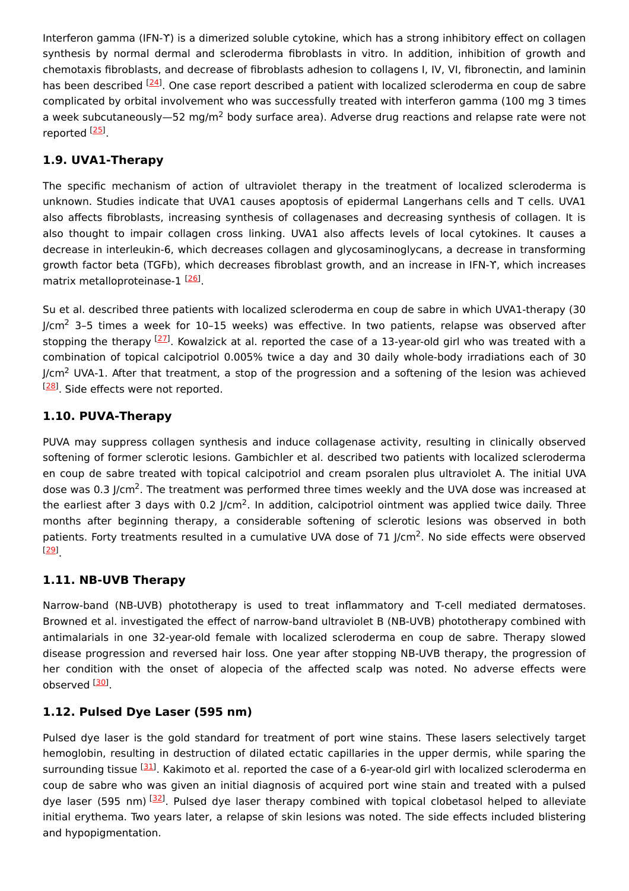Interferon gamma (IFN-ϒ) is a dimerized soluble cytokine, which has a strong inhibitory effect on collagen synthesis by normal dermal and scleroderma fibroblasts in vitro. In addition, inhibition of growth and chemotaxis fibroblasts, and decrease of fibroblasts adhesion to collagens I, IV, VI, fibronectin, and laminin has been described [24]. One case report described a patient with localized scleroderma en coup de sabre complicated by orbital involvement who was successfully treated with interferon gamma (100 mg 3 times a week subcutaneously—52 mg/m$^2$ body surface area). Adverse drug reactions and relapse rate were not reported [25].

### 1.9. UVA1-Therapy

The specific mechanism of action of ultraviolet therapy in the treatment of localized scleroderma is unknown. Studies indicate that UVA1 causes apoptosis of epidermal Langerhans cells and T cells. UVA1 also affects fibroblasts, increasing synthesis of collagenases and decreasing synthesis of collagen. It is also thought to impair collagen cross linking. UVA1 also affects levels of local cytokines. It causes a decrease in interleukin-6, which decreases collagen and glycosaminoglycans, a decrease in transforming growth factor beta (TGFb), which decreases fibroblast growth, and an increase in IFN-ϒ, which increases matrix metalloproteinase-1 [26].

Su et al. described three patients with localized scleroderma en coup de sabre in which UVA1-therapy (30 J/cm$^2$ 3–5 times a week for 10–15 weeks) was effective. In two patients, relapse was observed after stopping the therapy [27]. Kowalzick at al. reported the case of a 13-year-old girl who was treated with a combination of topical calcipotriol 0.005% twice a day and 30 daily whole-body irradiations each of 30 J/cm$^2$ UVA-1. After that treatment, a stop of the progression and a softening of the lesion was achieved [28]. Side effects were not reported.

### 1.10. PUVA-Therapy

PUVA may suppress collagen synthesis and induce collagenase activity, resulting in clinically observed softening of former sclerotic lesions. Gambichler et al. described two patients with localized scleroderma en coup de sabre treated with topical calcipotriol and cream psoralen plus ultraviolet A. The initial UVA dose was 0.3 J/cm$^2$. The treatment was performed three times weekly and the UVA dose was increased at the earliest after 3 days with 0.2 J/cm$^2$. In addition, calcipotriol ointment was applied twice daily. Three months after beginning therapy, a considerable softening of sclerotic lesions was observed in both patients. Forty treatments resulted in a cumulative UVA dose of 71 J/cm$^2$. No side effects were observed [29].

### 1.11. NB-UVB Therapy

Narrow-band (NB-UVB) phototherapy is used to treat inflammatory and T-cell mediated dermatoses. Browned et al. investigated the effect of narrow-band ultraviolet B (NB-UVB) phototherapy combined with antimalarials in one 32-year-old female with localized scleroderma en coup de sabre. Therapy slowed disease progression and reversed hair loss. One year after stopping NB-UVB therapy, the progression of her condition with the onset of alopecia of the affected scalp was noted. No adverse effects were observed [30].

### 1.12. Pulsed Dye Laser (595 nm)

Pulsed dye laser is the gold standard for treatment of port wine stains. These lasers selectively target hemoglobin, resulting in destruction of dilated ectatic capillaries in the upper dermis, while sparing the surrounding tissue [31]. Kakimoto et al. reported the case of a 6-year-old girl with localized scleroderma en coup de sabre who was given an initial diagnosis of acquired port wine stain and treated with a pulsed dye laser (595 nm) [32]. Pulsed dye laser therapy combined with topical clobetasol helped to alleviate initial erythema. Two years later, a relapse of skin lesions was noted. The side effects included blistering and hypopigmentation.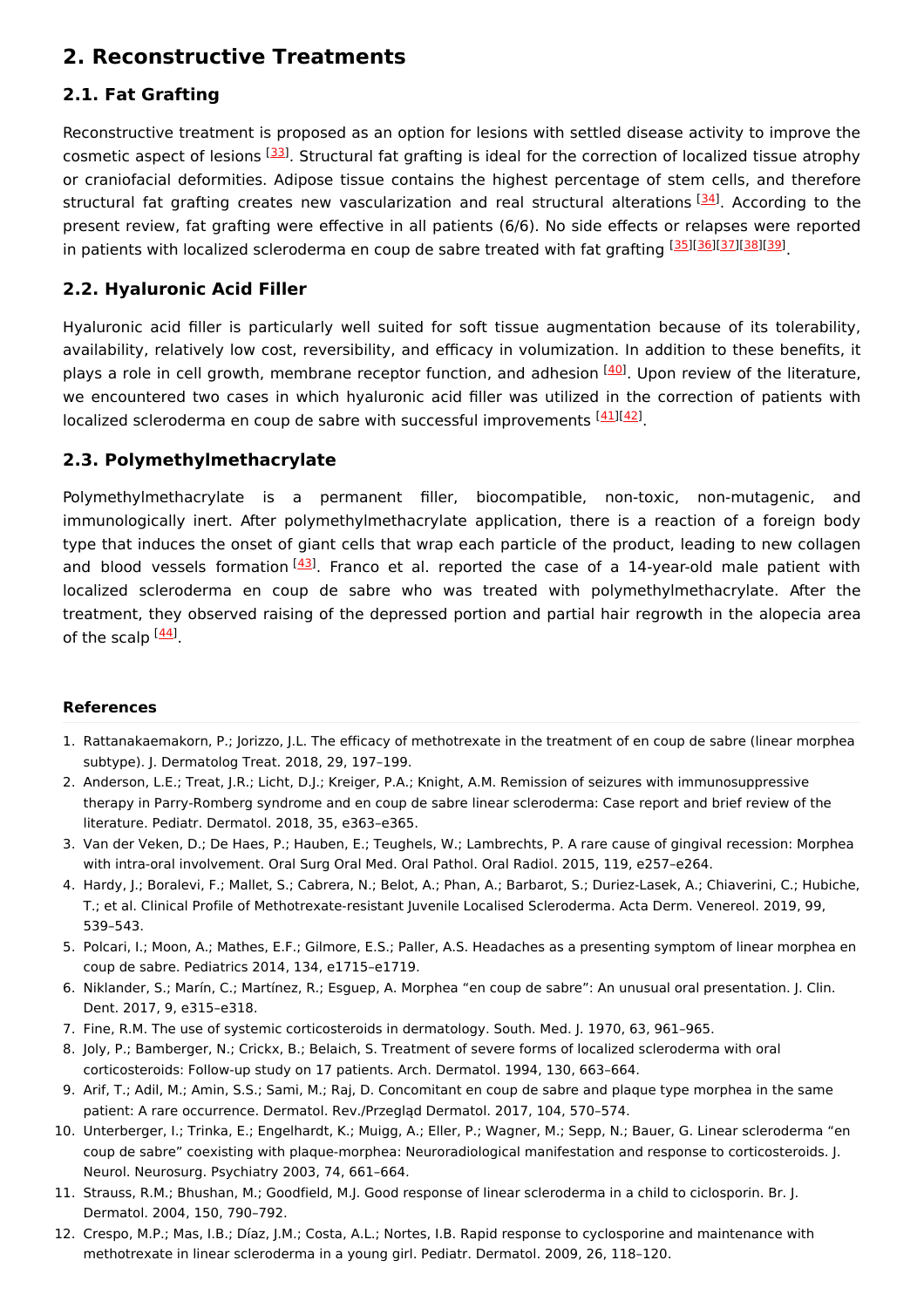## 2. Reconstructive Treatments

### 2.1. Fat Grafting

Reconstructive treatment is proposed as an option for lesions with settled disease activity to improve the cosmetic aspect of lesions [33]. Structural fat grafting is ideal for the correction of localized tissue atrophy or craniofacial deformities. Adipose tissue contains the highest percentage of stem cells, and therefore structural fat grafting creates new vascularization and real structural alterations [34]. According to the present review, fat grafting were effective in all patients (6/6). No side effects or relapses were reported in patients with localized scleroderma en coup de sabre treated with fat grafting [35][36][37][38][39].

### 2.2. Hyaluronic Acid Filler

Hyaluronic acid filler is particularly well suited for soft tissue augmentation because of its tolerability, availability, relatively low cost, reversibility, and efficacy in volumization. In addition to these benefits, it plays a role in cell growth, membrane receptor function, and adhesion [40]. Upon review of the literature, we encountered two cases in which hyaluronic acid filler was utilized in the correction of patients with localized scleroderma en coup de sabre with successful improvements [41][42].

### 2.3. Polymethylmethacrylate

Polymethylmethacrylate is a permanent filler, biocompatible, non-toxic, non-mutagenic, and immunologically inert. After polymethylmethacrylate application, there is a reaction of a foreign body type that induces the onset of giant cells that wrap each particle of the product, leading to new collagen and blood vessels formation [43]. Franco et al. reported the case of a 14-year-old male patient with localized scleroderma en coup de sabre who was treated with polymethylmethacrylate. After the treatment, they observed raising of the depressed portion and partial hair regrowth in the alopecia area of the scalp [44].

#### References

1. Rattanakaemakorn, P.; Jorizzo, J.L. The efficacy of methotrexate in the treatment of en coup de sabre (linear morphea subtype). J. Dermatolog Treat. 2018, 29, 197–199.
2. Anderson, L.E.; Treat, J.R.; Licht, D.J.; Kreiger, P.A.; Knight, A.M. Remission of seizures with immunosuppressive therapy in Parry-Romberg syndrome and en coup de sabre linear scleroderma: Case report and brief review of the literature. Pediatr. Dermatol. 2018, 35, e363–e365.
3. Van der Veken, D.; De Haes, P.; Hauben, E.; Teughels, W.; Lambrechts, P. A rare cause of gingival recession: Morphea with intra-oral involvement. Oral Surg Oral Med. Oral Pathol. Oral Radiol. 2015, 119, e257–e264.
4. Hardy, J.; Boralevi, F.; Mallet, S.; Cabrera, N.; Belot, A.; Phan, A.; Barbarot, S.; Duriez-Lasek, A.; Chiaverini, C.; Hubiche, T.; et al. Clinical Profile of Methotrexate-resistant Juvenile Localised Scleroderma. Acta Derm. Venereol. 2019, 99, 539–543.
5. Polcari, I.; Moon, A.; Mathes, E.F.; Gilmore, E.S.; Paller, A.S. Headaches as a presenting symptom of linear morphea en coup de sabre. Pediatrics 2014, 134, e1715–e1719.
6. Niklander, S.; Marín, C.; Martínez, R.; Esguep, A. Morphea "en coup de sabre": An unusual oral presentation. J. Clin. Dent. 2017, 9, e315–e318.
7. Fine, R.M. The use of systemic corticosteroids in dermatology. South. Med. J. 1970, 63, 961–965.
8. Joly, P.; Bamberger, N.; Crickx, B.; Belaich, S. Treatment of severe forms of localized scleroderma with oral corticosteroids: Follow-up study on 17 patients. Arch. Dermatol. 1994, 130, 663–664.
9. Arif, T.; Adil, M.; Amin, S.S.; Sami, M.; Raj, D. Concomitant en coup de sabre and plaque type morphea in the same patient: A rare occurrence. Dermatol. Rev./Przegląd Dermatol. 2017, 104, 570–574.
10. Unterberger, I.; Trinka, E.; Engelhardt, K.; Muigg, A.; Eller, P.; Wagner, M.; Sepp, N.; Bauer, G. Linear scleroderma "en coup de sabre" coexisting with plaque-morphea: Neuroradiological manifestation and response to corticosteroids. J. Neurol. Neurosurg. Psychiatry 2003, 74, 661–664.
11. Strauss, R.M.; Bhushan, M.; Goodfield, M.J. Good response of linear scleroderma in a child to ciclosporin. Br. J. Dermatol. 2004, 150, 790–792.
12. Crespo, M.P.; Mas, I.B.; Díaz, J.M.; Costa, A.L.; Nortes, I.B. Rapid response to cyclosporine and maintenance with methotrexate in linear scleroderma in a young girl. Pediatr. Dermatol. 2009, 26, 118–120.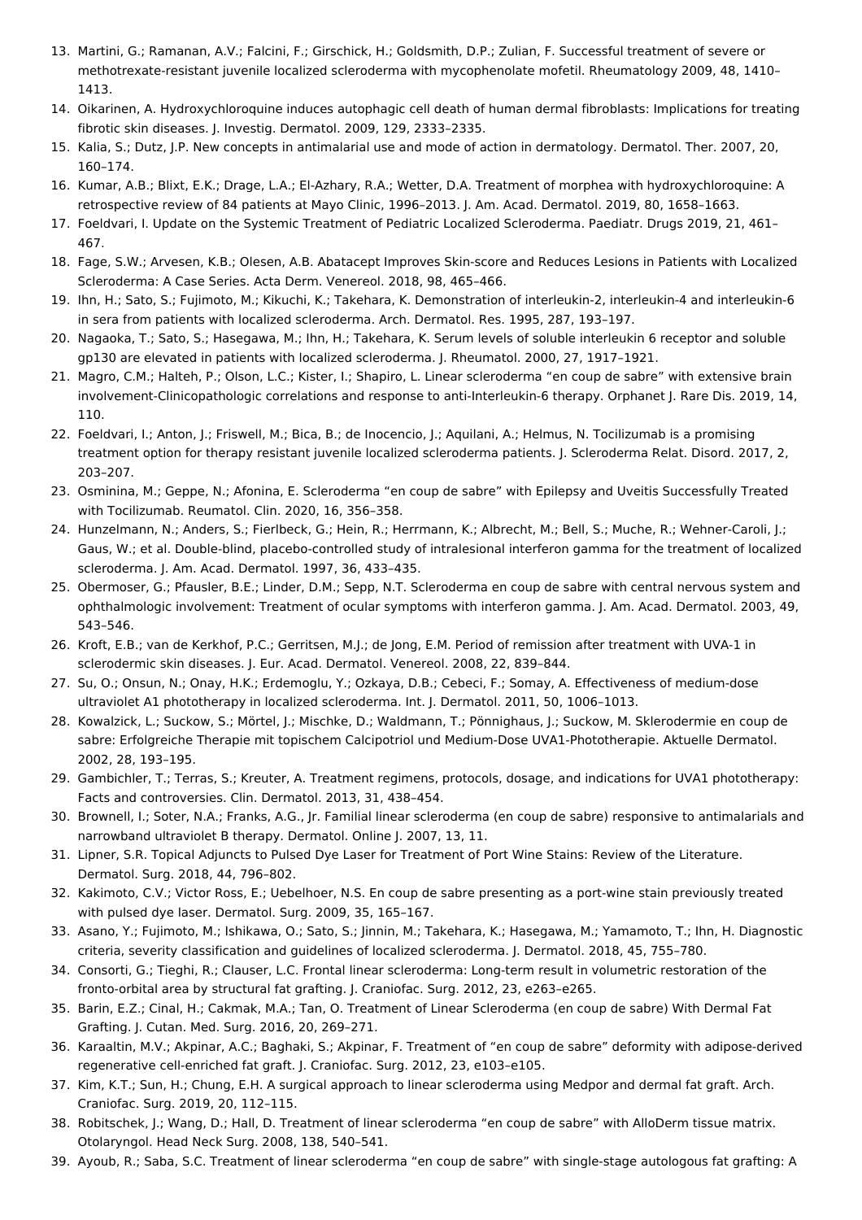13. Martini, G.; Ramanan, A.V.; Falcini, F.; Girschick, H.; Goldsmith, D.P.; Zulian, F. Successful treatment of severe or methotrexate-resistant juvenile localized scleroderma with mycophenolate mofetil. Rheumatology 2009, 48, 1410–1413.
14. Oikarinen, A. Hydroxychloroquine induces autophagic cell death of human dermal fibroblasts: Implications for treating fibrotic skin diseases. J. Investig. Dermatol. 2009, 129, 2333–2335.
15. Kalia, S.; Dutz, J.P. New concepts in antimalarial use and mode of action in dermatology. Dermatol. Ther. 2007, 20, 160–174.
16. Kumar, A.B.; Blixt, E.K.; Drage, L.A.; El-Azhary, R.A.; Wetter, D.A. Treatment of morphea with hydroxychloroquine: A retrospective review of 84 patients at Mayo Clinic, 1996–2013. J. Am. Acad. Dermatol. 2019, 80, 1658–1663.
17. Foeldvari, I. Update on the Systemic Treatment of Pediatric Localized Scleroderma. Paediatr. Drugs 2019, 21, 461–467.
18. Fage, S.W.; Arvesen, K.B.; Olesen, A.B. Abatacept Improves Skin-score and Reduces Lesions in Patients with Localized Scleroderma: A Case Series. Acta Derm. Venereol. 2018, 98, 465–466.
19. Ihn, H.; Sato, S.; Fujimoto, M.; Kikuchi, K.; Takehara, K. Demonstration of interleukin-2, interleukin-4 and interleukin-6 in sera from patients with localized scleroderma. Arch. Dermatol. Res. 1995, 287, 193–197.
20. Nagaoka, T.; Sato, S.; Hasegawa, M.; Ihn, H.; Takehara, K. Serum levels of soluble interleukin 6 receptor and soluble gp130 are elevated in patients with localized scleroderma. J. Rheumatol. 2000, 27, 1917–1921.
21. Magro, C.M.; Halteh, P.; Olson, L.C.; Kister, I.; Shapiro, L. Linear scleroderma "en coup de sabre" with extensive brain involvement-Clinicopathologic correlations and response to anti-Interleukin-6 therapy. Orphanet J. Rare Dis. 2019, 14, 110.
22. Foeldvari, I.; Anton, J.; Friswell, M.; Bica, B.; de Inocencio, J.; Aquilani, A.; Helmus, N. Tocilizumab is a promising treatment option for therapy resistant juvenile localized scleroderma patients. J. Scleroderma Relat. Disord. 2017, 2, 203–207.
23. Osminina, M.; Geppe, N.; Afonina, E. Scleroderma "en coup de sabre" with Epilepsy and Uveitis Successfully Treated with Tocilizumab. Reumatol. Clin. 2020, 16, 356–358.
24. Hunzelmann, N.; Anders, S.; Fierlbeck, G.; Hein, R.; Herrmann, K.; Albrecht, M.; Bell, S.; Muche, R.; Wehner-Caroli, J.; Gaus, W.; et al. Double-blind, placebo-controlled study of intralesional interferon gamma for the treatment of localized scleroderma. J. Am. Acad. Dermatol. 1997, 36, 433–435.
25. Obermoser, G.; Pfausler, B.E.; Linder, D.M.; Sepp, N.T. Scleroderma en coup de sabre with central nervous system and ophthalmologic involvement: Treatment of ocular symptoms with interferon gamma. J. Am. Acad. Dermatol. 2003, 49, 543–546.
26. Kroft, E.B.; van de Kerkhof, P.C.; Gerritsen, M.J.; de Jong, E.M. Period of remission after treatment with UVA-1 in sclerodermic skin diseases. J. Eur. Acad. Dermatol. Venereol. 2008, 22, 839–844.
27. Su, O.; Onsun, N.; Onay, H.K.; Erdemoglu, Y.; Ozkaya, D.B.; Cebeci, F.; Somay, A. Effectiveness of medium-dose ultraviolet A1 phototherapy in localized scleroderma. Int. J. Dermatol. 2011, 50, 1006–1013.
28. Kowalzick, L.; Suckow, S.; Mörtel, J.; Mischke, D.; Waldmann, T.; Pönnighaus, J.; Suckow, M. Sklerodermie en coup de sabre: Erfolgreiche Therapie mit topischem Calcipotriol und Medium-Dose UVA1-Phototherapie. Aktuelle Dermatol. 2002, 28, 193–195.
29. Gambichler, T.; Terras, S.; Kreuter, A. Treatment regimens, protocols, dosage, and indications for UVA1 phototherapy: Facts and controversies. Clin. Dermatol. 2013, 31, 438–454.
30. Brownell, I.; Soter, N.A.; Franks, A.G., Jr. Familial linear scleroderma (en coup de sabre) responsive to antimalarials and narrowband ultraviolet B therapy. Dermatol. Online J. 2007, 13, 11.
31. Lipner, S.R. Topical Adjuncts to Pulsed Dye Laser for Treatment of Port Wine Stains: Review of the Literature. Dermatol. Surg. 2018, 44, 796–802.
32. Kakimoto, C.V.; Victor Ross, E.; Uebelhoer, N.S. En coup de sabre presenting as a port-wine stain previously treated with pulsed dye laser. Dermatol. Surg. 2009, 35, 165–167.
33. Asano, Y.; Fujimoto, M.; Ishikawa, O.; Sato, S.; Jinnin, M.; Takehara, K.; Hasegawa, M.; Yamamoto, T.; Ihn, H. Diagnostic criteria, severity classification and guidelines of localized scleroderma. J. Dermatol. 2018, 45, 755–780.
34. Consorti, G.; Tieghi, R.; Clauser, L.C. Frontal linear scleroderma: Long-term result in volumetric restoration of the fronto-orbital area by structural fat grafting. J. Craniofac. Surg. 2012, 23, e263–e265.
35. Barin, E.Z.; Cinal, H.; Cakmak, M.A.; Tan, O. Treatment of Linear Scleroderma (en coup de sabre) With Dermal Fat Grafting. J. Cutan. Med. Surg. 2016, 20, 269–271.
36. Karaaltin, M.V.; Akpinar, A.C.; Baghaki, S.; Akpinar, F. Treatment of "en coup de sabre" deformity with adipose-derived regenerative cell-enriched fat graft. J. Craniofac. Surg. 2012, 23, e103–e105.
37. Kim, K.T.; Sun, H.; Chung, E.H. A surgical approach to linear scleroderma using Medpor and dermal fat graft. Arch. Craniofac. Surg. 2019, 20, 112–115.
38. Robitschek, J.; Wang, D.; Hall, D. Treatment of linear scleroderma "en coup de sabre" with AlloDerm tissue matrix. Otolaryngol. Head Neck Surg. 2008, 138, 540–541.
39. Ayoub, R.; Saba, S.C. Treatment of linear scleroderma "en coup de sabre" with single-stage autologous fat grafting: A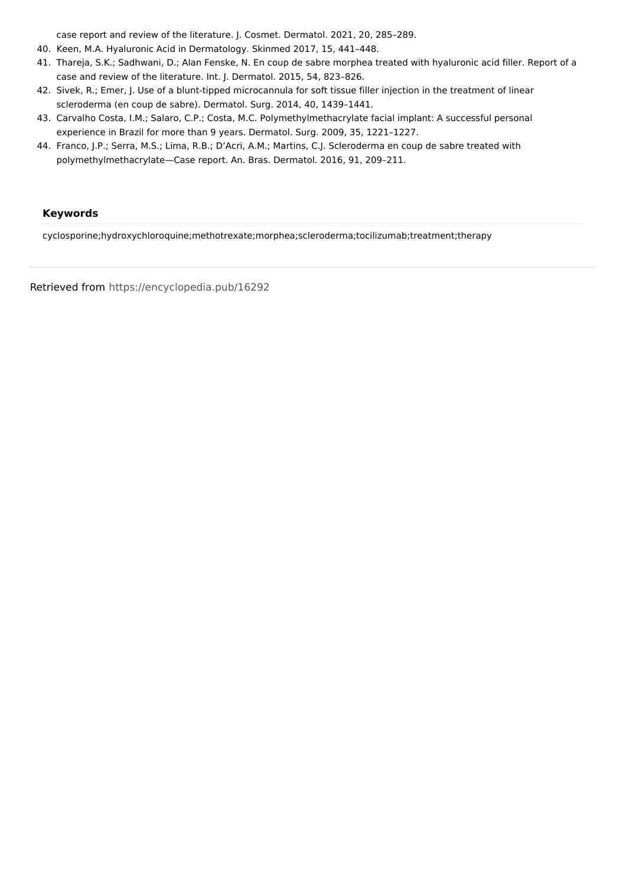case report and review of the literature. J. Cosmet. Dermatol. 2021, 20, 285–289.

40. Keen, M.A. Hyaluronic Acid in Dermatology. Skinmed 2017, 15, 441–448.
41. Thareja, S.K.; Sadhwani, D.; Alan Fenske, N. En coup de sabre morphea treated with hyaluronic acid filler. Report of a case and review of the literature. Int. J. Dermatol. 2015, 54, 823–826.
42. Sivek, R.; Emer, J. Use of a blunt-tipped microcannula for soft tissue filler injection in the treatment of linear scleroderma (en coup de sabre). Dermatol. Surg. 2014, 40, 1439–1441.
43. Carvalho Costa, I.M.; Salaro, C.P.; Costa, M.C. Polymethylmethacrylate facial implant: A successful personal experience in Brazil for more than 9 years. Dermatol. Surg. 2009, 35, 1221–1227.
44. Franco, J.P.; Serra, M.S.; Lima, R.B.; D'Acri, A.M.; Martins, C.J. Scleroderma en coup de sabre treated with polymethylmethacrylate—Case report. An. Bras. Dermatol. 2016, 91, 209–211.

### Keywords

cyclosporine;hydroxychloroquine;methotrexate;morphea;scleroderma;tocilizumab;treatment;therapy

Retrieved from https://encyclopedia.pub/16292